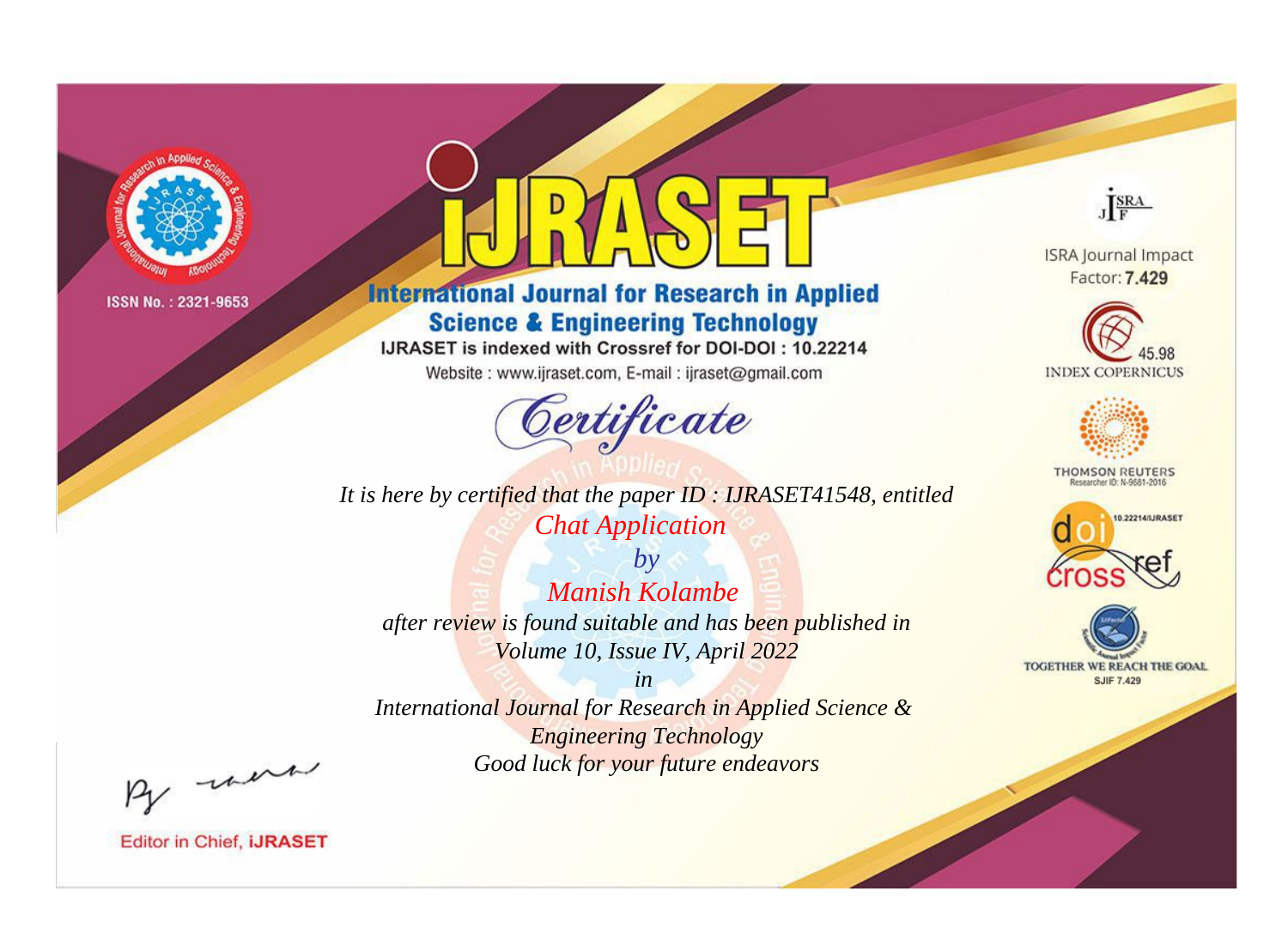ISSN No. : 2321-9653

# iJRASET

## International Journal for Research in Applied Science & Engineering Technology

IJRASET is indexed with Crossref for DOI-DOI : 10.22214

Website : www.ijraset.com, E-mail : ijraset@gmail.com

ISRA Journal Impact Factor: **7.429**

45.98 INDEX COPERNICUS

THOMSON REUTERS Researcher ID: N-9681-2016

10.22214/IJRASET

TOGETHER WE REACH THE GOAL SJIF 7.429

# *Certificate*

*It is here by certified that the paper ID : IJRASET41548, entitled*

*Chat Application*

*by*

*Manish Kolambe*

*after review is found suitable and has been published in*

*Volume 10, Issue IV, April 2022*

*in*

*International Journal for Research in Applied Science & Engineering Technology*

*Good luck for your future endeavors*

Editor in Chief, **iJRASET**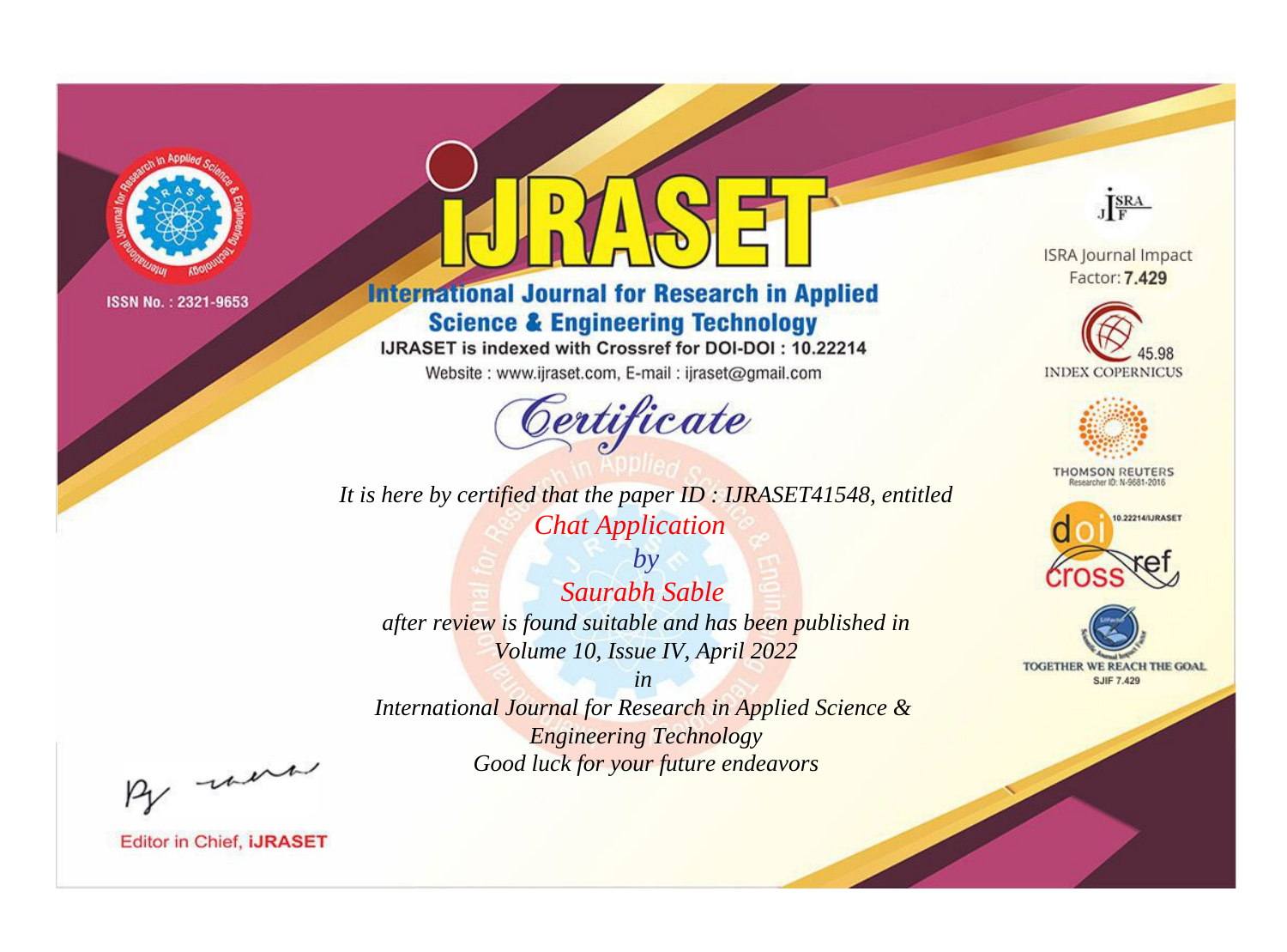ISSN No. : 2321-9653

# IJRASET

## International Journal for Research in Applied Science & Engineering Technology

IJRASET is indexed with Crossref for DOI-DOI : 10.22214

Website : www.ijraset.com, E-mail : ijraset@gmail.com

## *Certificate*

*It is here by certified that the paper ID : IJRASET41548, entitled*

*Chat Application*

*by*

*Saurabh Sable*

*after review is found suitable and has been published in*

*Volume 10, Issue IV, April 2022*

*in*

*International Journal for Research in Applied Science & Engineering Technology*

*Good luck for your future endeavors*

ISRA Journal Impact Factor: **7.429**

45.98 INDEX COPERNICUS

THOMSON REUTERS Researcher ID: N-9681-2016

10.22214/IJRASET

TOGETHER WE REACH THE GOAL SJIF 7.429

Editor in Chief, **iJRASET**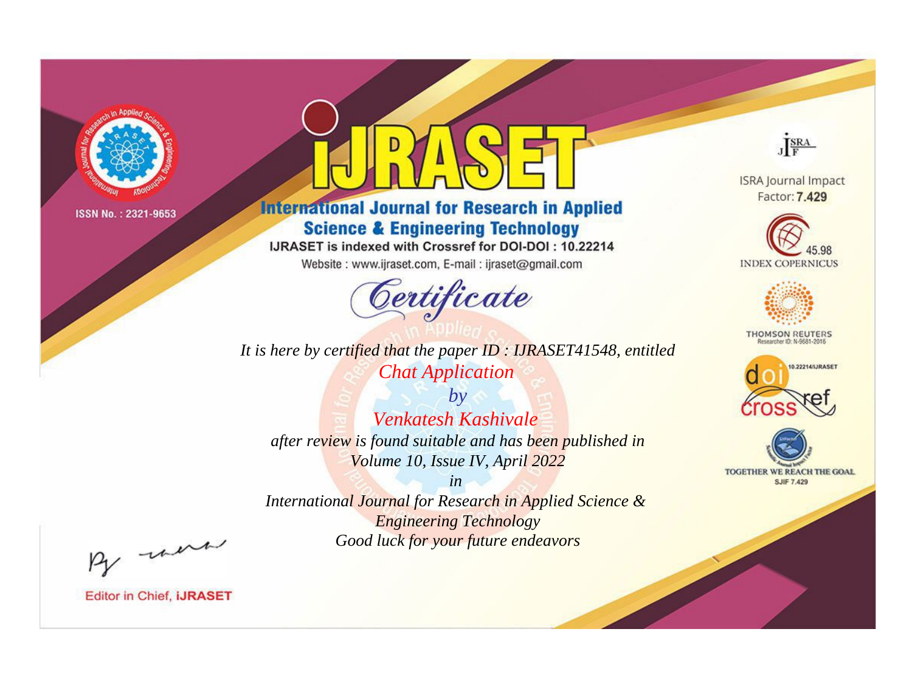ISSN No. : 2321-9653

# iJRASET

## International Journal for Research in Applied Science & Engineering Technology

IJRASET is indexed with Crossref for DOI-DOI : 10.22214

Website : www.ijraset.com, E-mail : ijraset@gmail.com

ISRA Journal Impact Factor: **7.429**

45.98 INDEX COPERNICUS

THOMSON REUTERS Researcher ID: N-9681-2016

10.22214/IJRASET

TOGETHER WE REACH THE GOAL SJIF 7.429

# *Certificate*

*It is here by certified that the paper ID : IJRASET41548, entitled*

*Chat Application*

*by*

*Venkatesh Kashivale*

*after review is found suitable and has been published in*
*Volume 10, Issue IV, April 2022*

*in*

*International Journal for Research in Applied Science & Engineering Technology*

*Good luck for your future endeavors*

Editor in Chief, **iJRASET**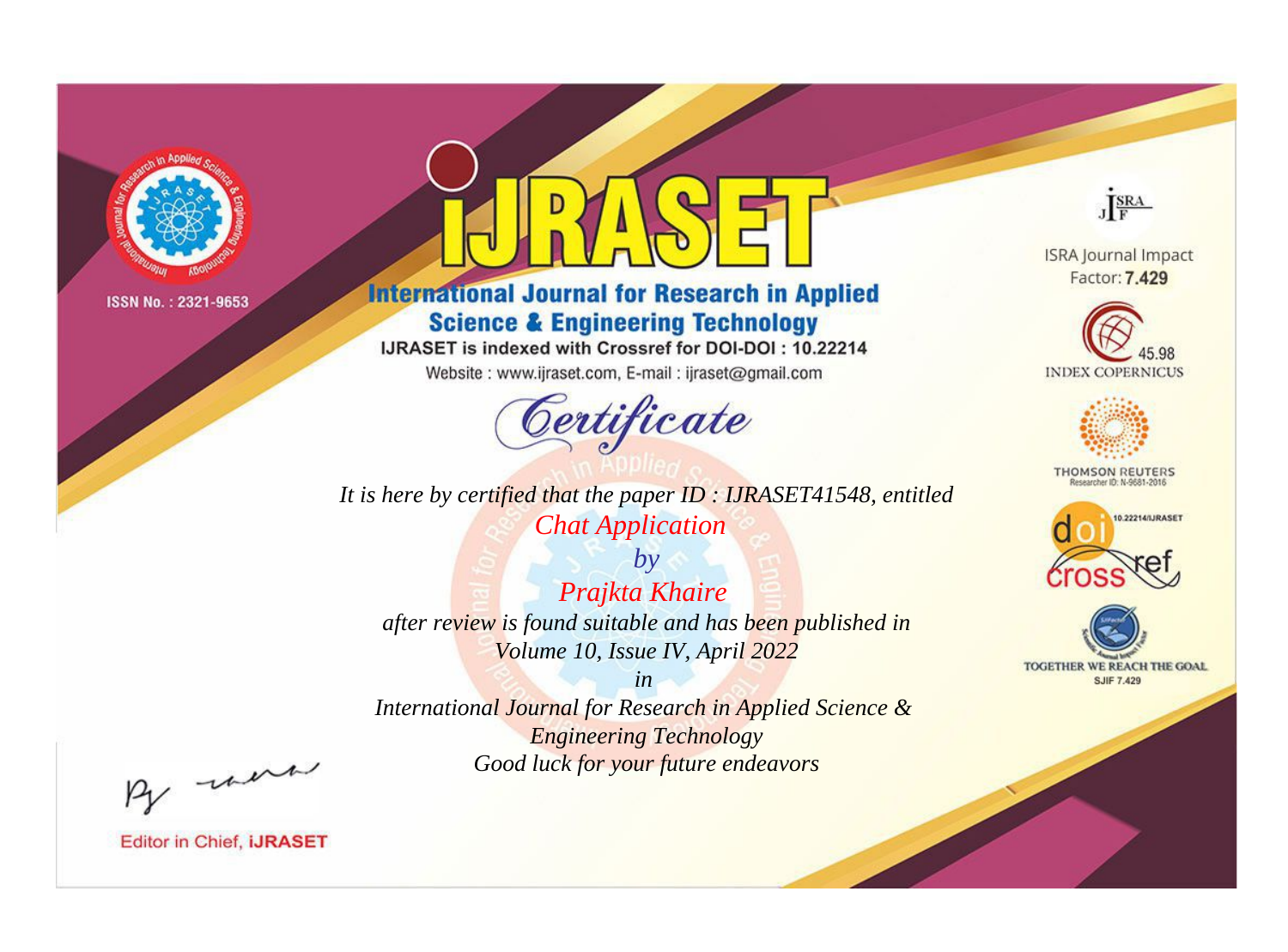ISSN No. : 2321-9653

# iJRASET

## International Journal for Research in Applied Science & Engineering Technology

IJRASET is indexed with Crossref for DOI-DOI : 10.22214

Website : www.ijraset.com, E-mail : ijraset@gmail.com

## Certificate

*It is here by certified that the paper ID : IJRASET41548, entitled*

*Chat Application*

*by*

*Prajkta Khaire*

*after review is found suitable and has been published in*

*Volume 10, Issue IV, April 2022*

*in*

*International Journal for Research in Applied Science & Engineering Technology*

*Good luck for your future endeavors*

ISRA Journal Impact Factor: **7.429**

45.98 INDEX COPERNICUS

THOMSON REUTERS Researcher ID: N-9681-2016

10.22214/IJRASET

TOGETHER WE REACH THE GOAL SJIF 7.429

Editor in Chief, **iJRASET**